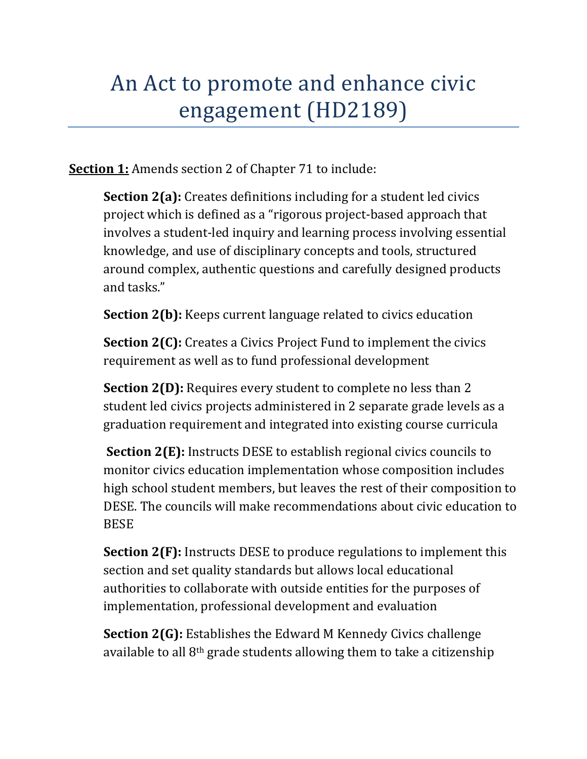# An Act to promote and enhance civic engagement (HD2189)

**<u>Section 1:</u>** Amends section 2 of Chapter 71 to include:

**Section 2(a):** Creates definitions including for a student led civics project which is defined as a "rigorous project-based approach that involves a student-led inquiry and learning process involving essential knowledge, and use of disciplinary concepts and tools, structured around complex, authentic questions and carefully designed products and tasks."

**Section 2(b):** Keeps current language related to civics education

**Section 2(C):** Creates a Civics Project Fund to implement the civics requirement as well as to fund professional development

**Section 2(D):** Requires every student to complete no less than 2 student led civics projects administered in 2 separate grade levels as a graduation requirement and integrated into existing course curricula

**Section 2(E):** Instructs DESE to establish regional civics councils to monitor civics education implementation whose composition includes high school student members, but leaves the rest of their composition to DESE. The councils will make recommendations about civic education to BESE

**Section 2(F):** Instructs DESE to produce regulations to implement this section and set quality standards but allows local educational authorities to collaborate with outside entities for the purposes of implementation, professional development and evaluation

**Section 2(G):** Establishes the Edward M Kennedy Civics challenge available to all 8th grade students allowing them to take a citizenship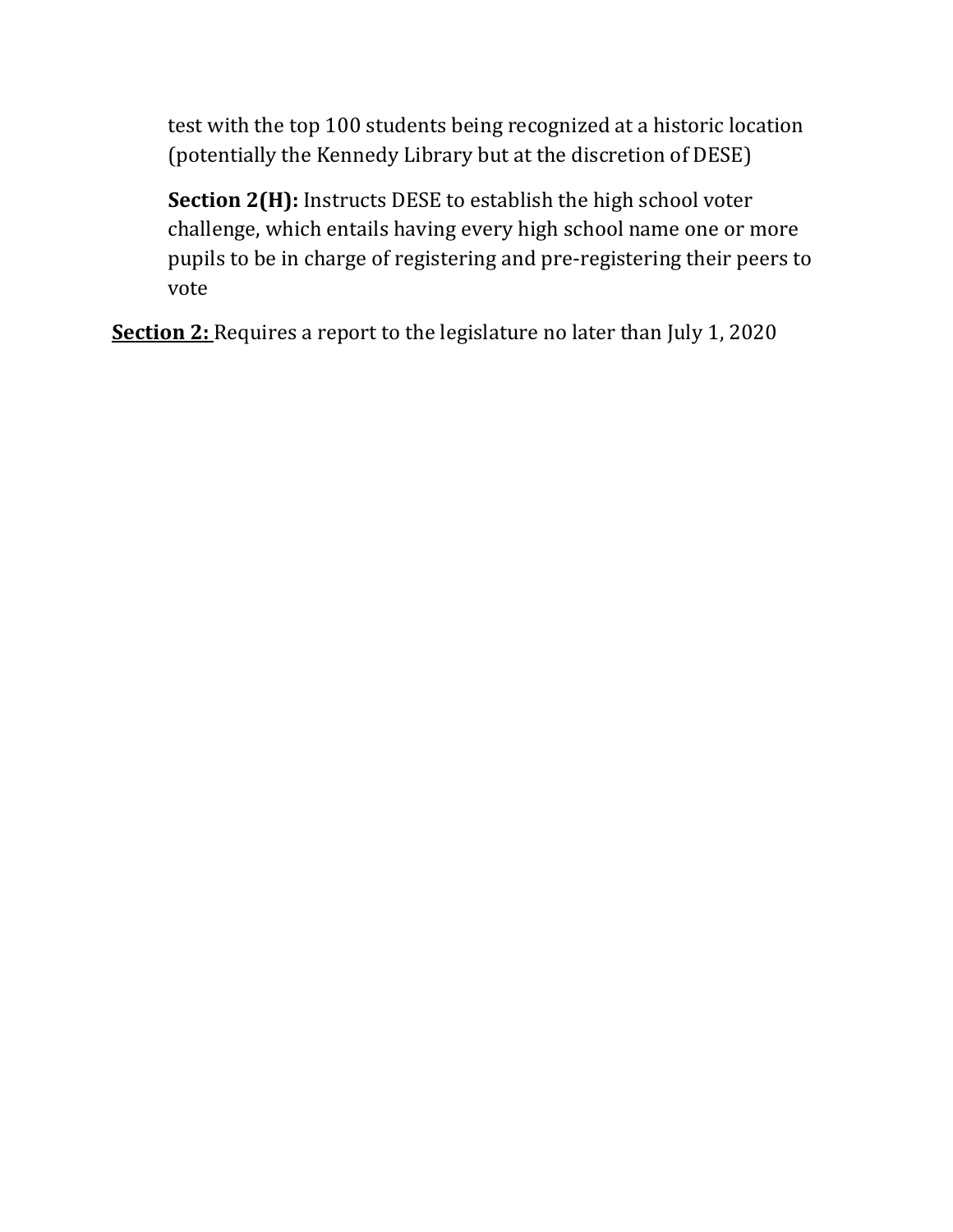test with the top 100 students being recognized at a historic location (potentially the Kennedy Library but at the discretion of DESE)

**Section 2(H):** Instructs DESE to establish the high school voter challenge, which entails having every high school name one or more pupils to be in charge of registering and pre-registering their peers to vote

**Section 2:** Requires a report to the legislature no later than July 1, 2020